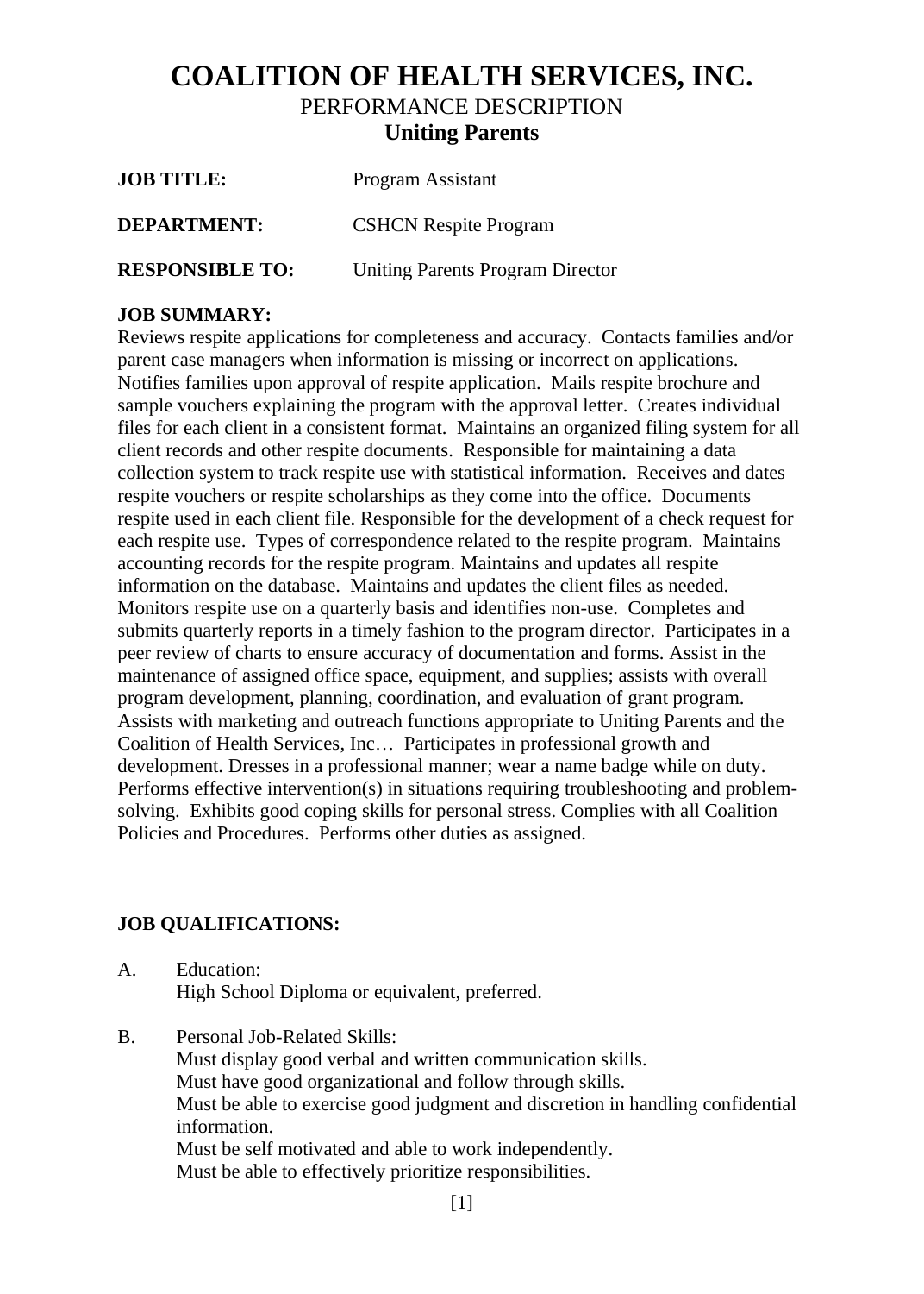# COALITION OF HEALTH SERVICES, INC.

## PERFORMANCE DESCRIPTION

## Uniting Parents

**JOB TITLE:** Program Assistant

**DEPARTMENT:** CSHCN Respite Program

**RESPONSIBLE TO:** Uniting Parents Program Director

**JOB SUMMARY:**

Reviews respite applications for completeness and accuracy. Contacts families and/or parent case managers when information is missing or incorrect on applications. Notifies families upon approval of respite application. Mails respite brochure and sample vouchers explaining the program with the approval letter. Creates individual files for each client in a consistent format. Maintains an organized filing system for all client records and other respite documents. Responsible for maintaining a data collection system to track respite use with statistical information. Receives and dates respite vouchers or respite scholarships as they come into the office. Documents respite used in each client file. Responsible for the development of a check request for each respite use. Types of correspondence related to the respite program. Maintains accounting records for the respite program. Maintains and updates all respite information on the database. Maintains and updates the client files as needed. Monitors respite use on a quarterly basis and identifies non-use. Completes and submits quarterly reports in a timely fashion to the program director. Participates in a peer review of charts to ensure accuracy of documentation and forms. Assist in the maintenance of assigned office space, equipment, and supplies; assists with overall program development, planning, coordination, and evaluation of grant program. Assists with marketing and outreach functions appropriate to Uniting Parents and the Coalition of Health Services, Inc… Participates in professional growth and development. Dresses in a professional manner; wear a name badge while on duty. Performs effective intervention(s) in situations requiring troubleshooting and problem-solving. Exhibits good coping skills for personal stress. Complies with all Coalition Policies and Procedures. Performs other duties as assigned.

**JOB QUALIFICATIONS:**

A. Education:
   High School Diploma or equivalent, preferred.

B. Personal Job-Related Skills:
   Must display good verbal and written communication skills.
   Must have good organizational and follow through skills.
   Must be able to exercise good judgment and discretion in handling confidential information.
   Must be self motivated and able to work independently.
   Must be able to effectively prioritize responsibilities.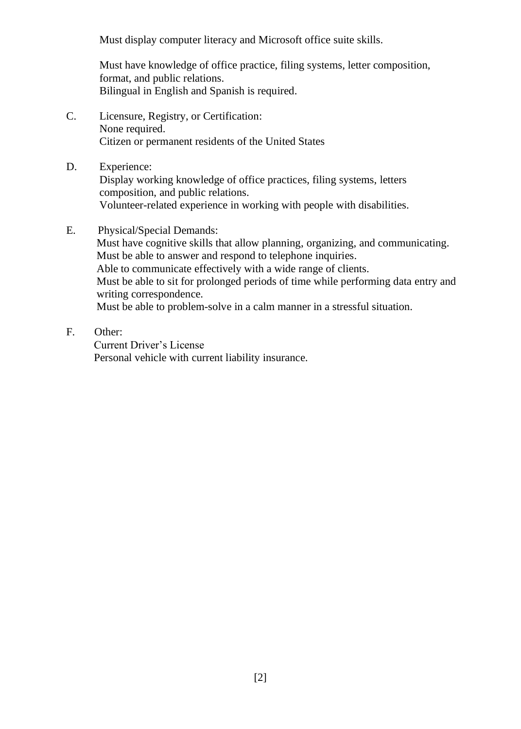Must display computer literacy and Microsoft office suite skills.

Must have knowledge of office practice, filing systems, letter composition, format, and public relations.
Bilingual in English and Spanish is required.

C. Licensure, Registry, or Certification:
None required.
Citizen or permanent residents of the United States

D. Experience:
Display working knowledge of office practices, filing systems, letters composition, and public relations.
Volunteer-related experience in working with people with disabilities.

E. Physical/Special Demands:
Must have cognitive skills that allow planning, organizing, and communicating.
Must be able to answer and respond to telephone inquiries.
Able to communicate effectively with a wide range of clients.
Must be able to sit for prolonged periods of time while performing data entry and writing correspondence.
Must be able to problem-solve in a calm manner in a stressful situation.

F. Other:
Current Driver's License
Personal vehicle with current liability insurance.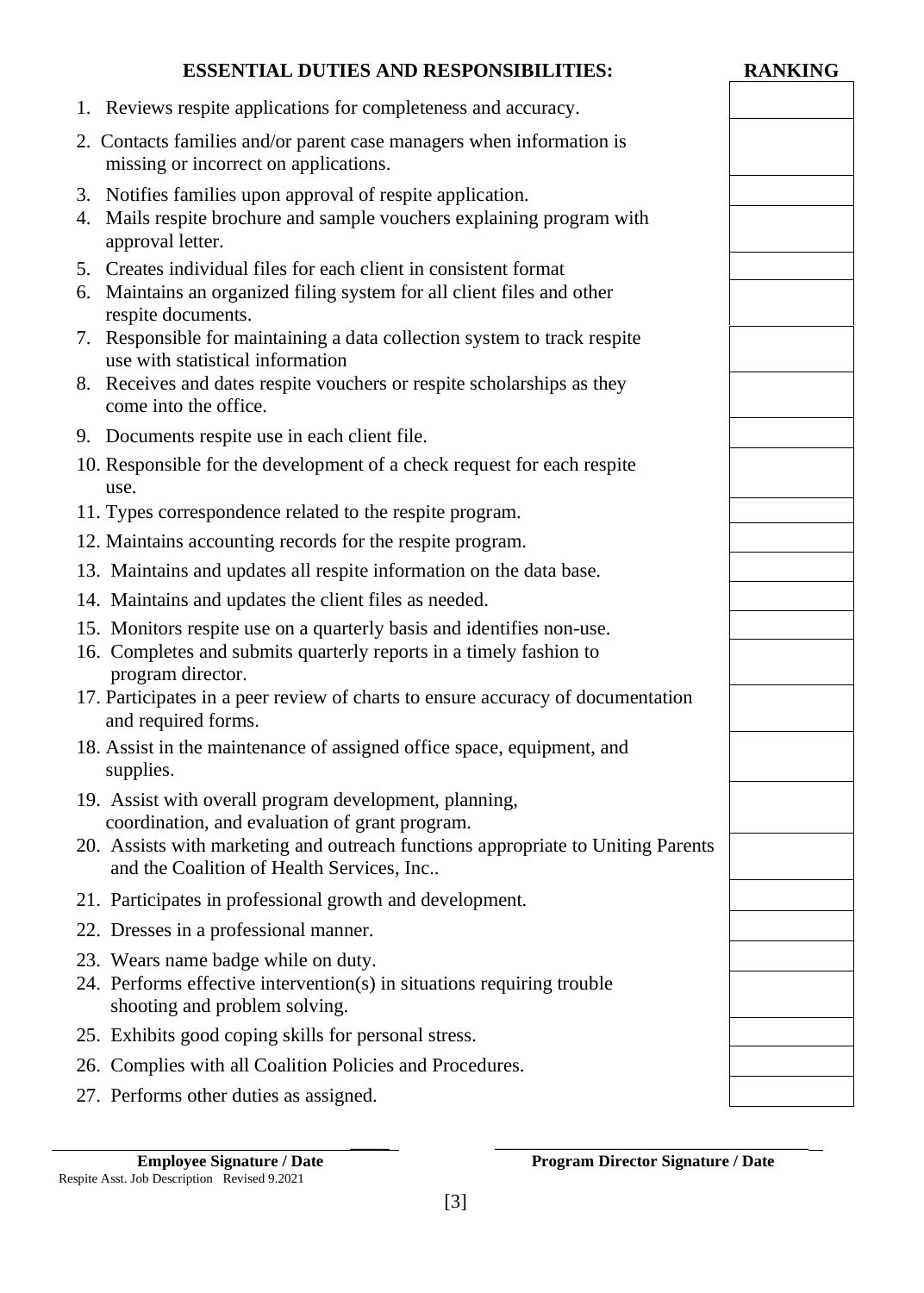| ESSENTIAL DUTIES AND RESPONSIBILITIES: | RANKING |
| --- | --- |
| 1. Reviews respite applications for completeness and accuracy. | |
| 2. Contacts families and/or parent case managers when information is missing or incorrect on applications. | |
| 3. Notifies families upon approval of respite application. | |
| 4. Mails respite brochure and sample vouchers explaining program with approval letter. | |
| 5. Creates individual files for each client in consistent format | |
| 6. Maintains an organized filing system for all client files and other respite documents. | |
| 7. Responsible for maintaining a data collection system to track respite use with statistical information | |
| 8. Receives and dates respite vouchers or respite scholarships as they come into the office. | |
| 9. Documents respite use in each client file. | |
| 10. Responsible for the development of a check request for each respite use. | |
| 11. Types correspondence related to the respite program. | |
| 12. Maintains accounting records for the respite program. | |
| 13. Maintains and updates all respite information on the data base. | |
| 14. Maintains and updates the client files as needed. | |
| 15. Monitors respite use on a quarterly basis and identifies non-use. | |
| 16. Completes and submits quarterly reports in a timely fashion to program director. | |
| 17. Participates in a peer review of charts to ensure accuracy of documentation and required forms. | |
| 18. Assist in the maintenance of assigned office space, equipment, and supplies. | |
| 19. Assist with overall program development, planning, coordination, and evaluation of grant program. | |
| 20. Assists with marketing and outreach functions appropriate to Uniting Parents and the Coalition of Health Services, Inc.. | |
| 21. Participates in professional growth and development. | |
| 22. Dresses in a professional manner. | |
| 23. Wears name badge while on duty. | |
| 24. Performs effective intervention(s) in situations requiring trouble shooting and problem solving. | |
| 25. Exhibits good coping skills for personal stress. | |
| 26. Complies with all Coalition Policies and Procedures. | |
| 27. Performs other duties as assigned. | |

**Employee Signature / Date** **Program Director Signature / Date**

Respite Asst. Job Description Revised 9.2021